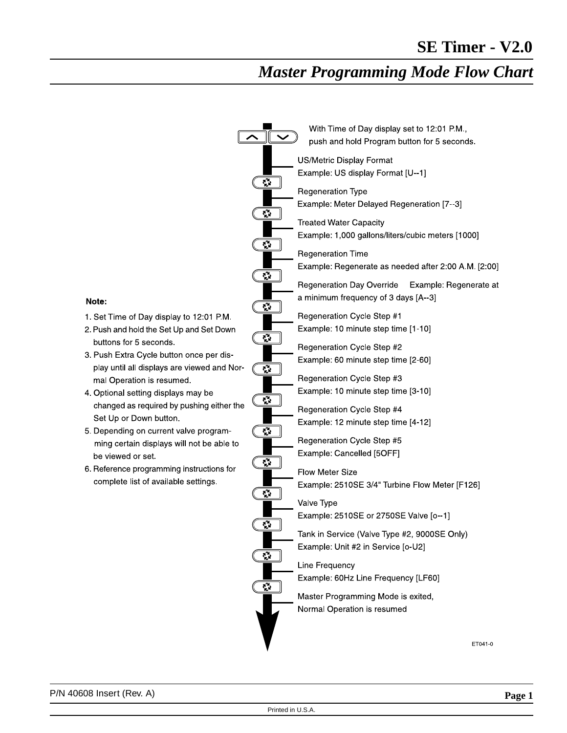# SE Timer - V2.0

## *Master Programming Mode Flow Chart*

With Time of Day display set to 12:01 P.M., push and hold Program button for 5 seconds.

US/Metric Display Format
Example: US display Format [U--1]

Regeneration Type
Example: Meter Delayed Regeneration [7--3]

Treated Water Capacity
Example: 1,000 gallons/liters/cubic meters [1000]

Regeneration Time
Example: Regenerate as needed after 2:00 A.M. [2:00]

Regeneration Day Override Example: Regenerate at a minimum frequency of 3 days [A--3]

Regeneration Cycle Step #1
Example: 10 minute step time [1-10]

Regeneration Cycle Step #2
Example: 60 minute step time [2-60]

Regeneration Cycle Step #3
Example: 10 minute step time [3-10]

Regeneration Cycle Step #4
Example: 12 minute step time [4-12]

Regeneration Cycle Step #5
Example: Cancelled [5OFF]

Flow Meter Size
Example: 2510SE 3/4" Turbine Flow Meter [F126]

Valve Type
Example: 2510SE or 2750SE Valve [o--1]

Tank in Service (Valve Type #2, 9000SE Only)
Example: Unit #2 in Service [o-U2]

Line Frequency
Example: 60Hz Line Frequency [LF60]

Master Programming Mode is exited,
Normal Operation is resumed

ET041-0

**Note:**

1. Set Time of Day display to 12:01 P.M.
2. Push and hold the Set Up and Set Down buttons for 5 seconds.
3. Push Extra Cycle button once per display until all displays are viewed and Normal Operation is resumed.
4. Optional setting displays may be changed as required by pushing either the Set Up or Down button.
5. Depending on current valve programming certain displays will not be able to be viewed or set.
6. Reference programming instructions for complete list of available settings.

P/N 40608 Insert (Rev. A)

Printed in U.S.A.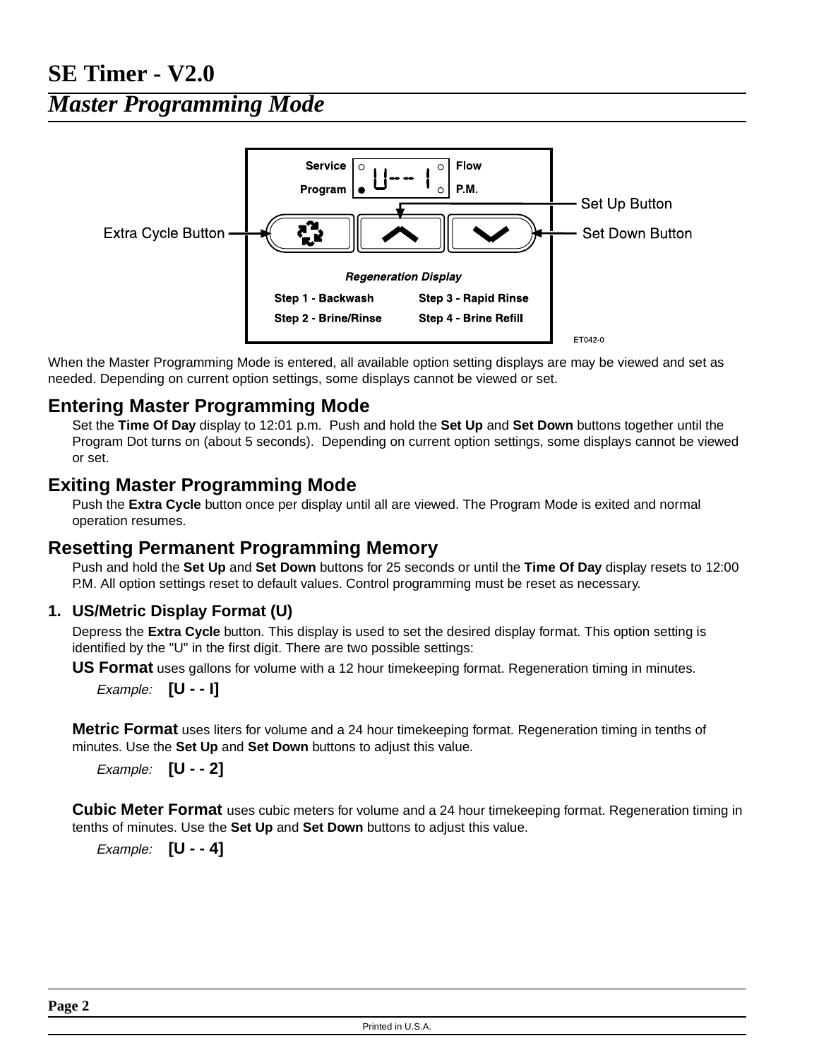# SE Timer - V2.0

## *Master Programming Mode*

When the Master Programming Mode is entered, all available option setting displays are may be viewed and set as needed. Depending on current option settings, some displays cannot be viewed or set.

## Entering Master Programming Mode

Set the **Time Of Day** display to 12:01 p.m. Push and hold the **Set Up** and **Set Down** buttons together until the Program Dot turns on (about 5 seconds). Depending on current option settings, some displays cannot be viewed or set.

## Exiting Master Programming Mode

Push the **Extra Cycle** button once per display until all are viewed. The Program Mode is exited and normal operation resumes.

## Resetting Permanent Programming Memory

Push and hold the **Set Up** and **Set Down** buttons for 25 seconds or until the **Time Of Day** display resets to 12:00 P.M. All option settings reset to default values. Control programming must be reset as necessary.

### 1. US/Metric Display Format (U)

Depress the **Extra Cycle** button. This display is used to set the desired display format. This option setting is identified by the "U" in the first digit. There are two possible settings:

**US Format** uses gallons for volume with a 12 hour timekeeping format. Regeneration timing in minutes.

*Example:* **[U - - I]**

**Metric Format** uses liters for volume and a 24 hour timekeeping format. Regeneration timing in tenths of minutes. Use the **Set Up** and **Set Down** buttons to adjust this value.

*Example:* **[U - - 2]**

**Cubic Meter Format** uses cubic meters for volume and a 24 hour timekeeping format. Regeneration timing in tenths of minutes. Use the **Set Up** and **Set Down** buttons to adjust this value.

*Example:* **[U - - 4]**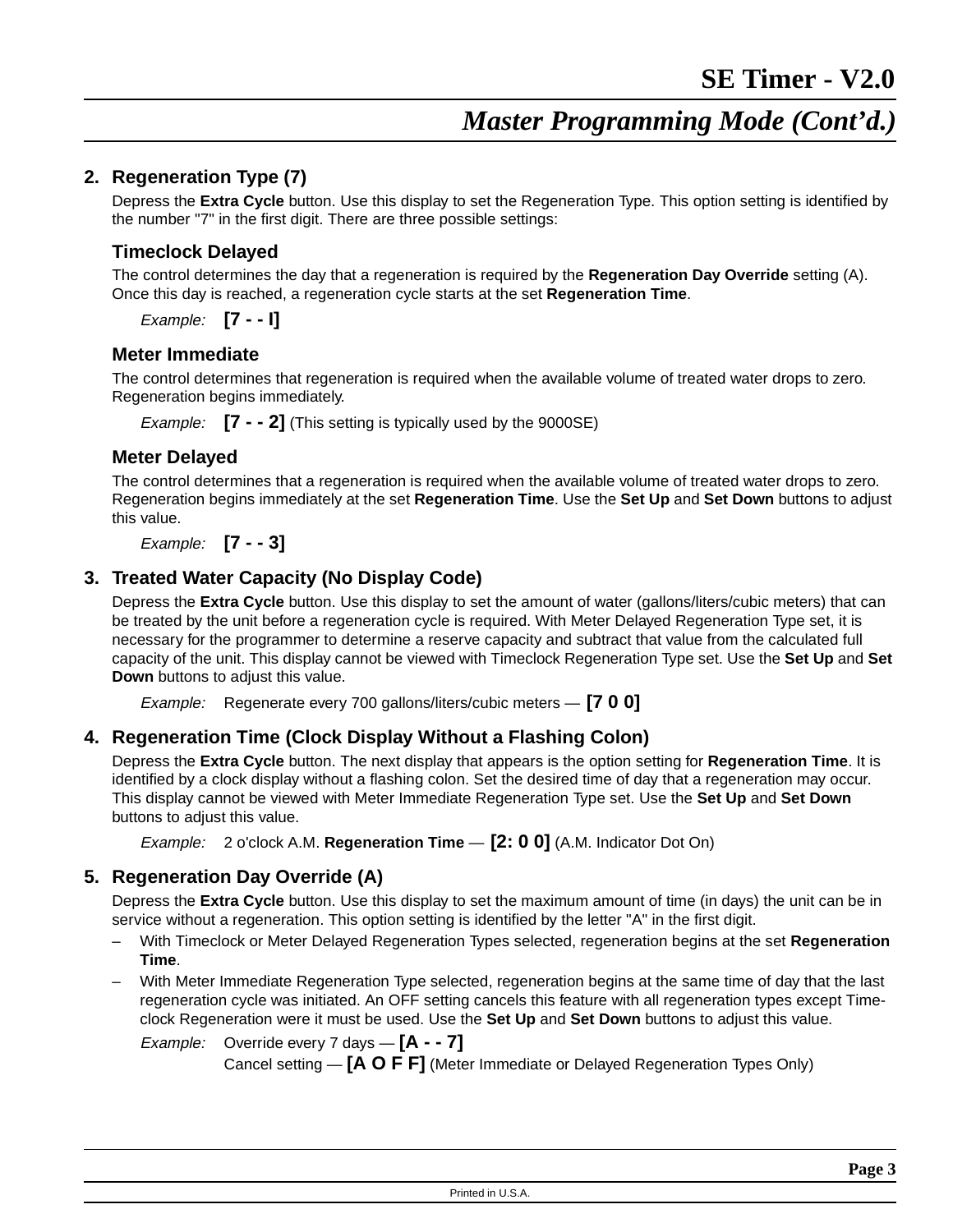## Master Programming Mode (Cont'd.)

### 2. Regeneration Type (7)

Depress the **Extra Cycle** button. Use this display to set the Regeneration Type. This option setting is identified by the number "7" in the first digit. There are three possible settings:

#### Timeclock Delayed

The control determines the day that a regeneration is required by the **Regeneration Day Override** setting (A). Once this day is reached, a regeneration cycle starts at the set **Regeneration Time**.

*Example:* **[7 - - I]**

#### Meter Immediate

The control determines that regeneration is required when the available volume of treated water drops to zero. Regeneration begins immediately.

*Example:* **[7 - - 2]** (This setting is typically used by the 9000SE)

#### Meter Delayed

The control determines that a regeneration is required when the available volume of treated water drops to zero. Regeneration begins immediately at the set **Regeneration Time**. Use the **Set Up** and **Set Down** buttons to adjust this value.

*Example:* **[7 - - 3]**

### 3. Treated Water Capacity (No Display Code)

Depress the **Extra Cycle** button. Use this display to set the amount of water (gallons/liters/cubic meters) that can be treated by the unit before a regeneration cycle is required. With Meter Delayed Regeneration Type set, it is necessary for the programmer to determine a reserve capacity and subtract that value from the calculated full capacity of the unit. This display cannot be viewed with Timeclock Regeneration Type set. Use the **Set Up** and **Set Down** buttons to adjust this value.

*Example:* Regenerate every 700 gallons/liters/cubic meters — **[7 0 0]**

### 4. Regeneration Time (Clock Display Without a Flashing Colon)

Depress the **Extra Cycle** button. The next display that appears is the option setting for **Regeneration Time**. It is identified by a clock display without a flashing colon. Set the desired time of day that a regeneration may occur. This display cannot be viewed with Meter Immediate Regeneration Type set. Use the **Set Up** and **Set Down** buttons to adjust this value.

*Example:* 2 o'clock A.M. **Regeneration Time** — **[2: 0 0]** (A.M. Indicator Dot On)

### 5. Regeneration Day Override (A)

Depress the **Extra Cycle** button. Use this display to set the maximum amount of time (in days) the unit can be in service without a regeneration. This option setting is identified by the letter "A" in the first digit.

- With Timeclock or Meter Delayed Regeneration Types selected, regeneration begins at the set **Regeneration Time**.
- With Meter Immediate Regeneration Type selected, regeneration begins at the same time of day that the last regeneration cycle was initiated. An OFF setting cancels this feature with all regeneration types except Time-clock Regeneration were it must be used. Use the **Set Up** and **Set Down** buttons to adjust this value.

*Example:* Override every 7 days — **[A - - 7]**
Cancel setting — **[A O F F]** (Meter Immediate or Delayed Regeneration Types Only)

Printed in U.S.A.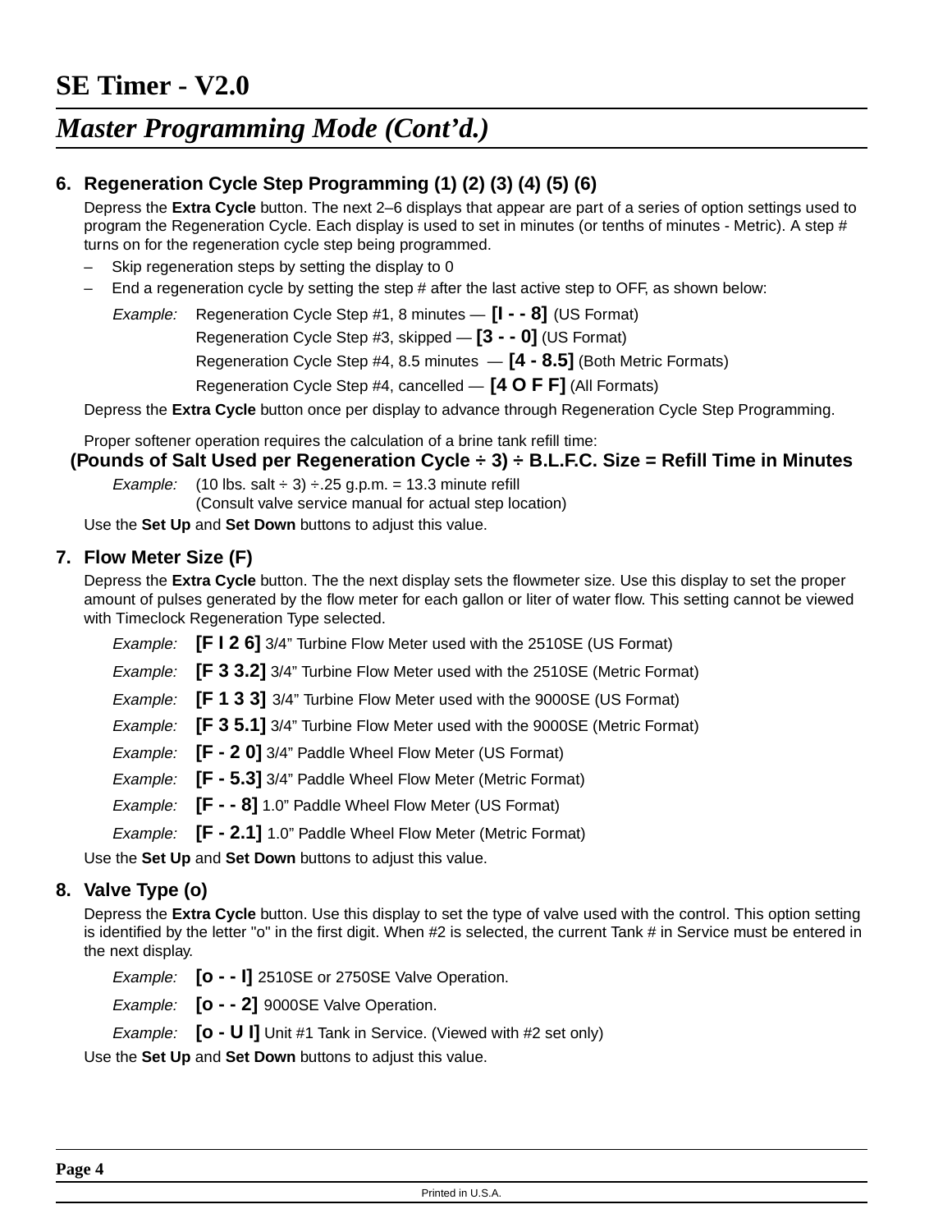# SE Timer - V2.0

## Master Programming Mode (Cont'd.)

### 6. Regeneration Cycle Step Programming (1) (2) (3) (4) (5) (6)

Depress the **Extra Cycle** button. The next 2–6 displays that appear are part of a series of option settings used to program the Regeneration Cycle. Each display is used to set in minutes (or tenths of minutes - Metric). A step # turns on for the regeneration cycle step being programmed.

– Skip regeneration steps by setting the display to 0
– End a regeneration cycle by setting the step # after the last active step to OFF, as shown below:

*Example:* Regeneration Cycle Step #1, 8 minutes — **[I - - 8]** (US Format)
Regeneration Cycle Step #3, skipped — **[3 - - 0]** (US Format)
Regeneration Cycle Step #4, 8.5 minutes — **[4 - 8.5]** (Both Metric Formats)
Regeneration Cycle Step #4, cancelled — **[4 O F F]** (All Formats)

Depress the **Extra Cycle** button once per display to advance through Regeneration Cycle Step Programming.

Proper softener operation requires the calculation of a brine tank refill time:

**(Pounds of Salt Used per Regeneration Cycle ÷ 3) ÷ B.L.F.C. Size = Refill Time in Minutes**

*Example:* (10 lbs. salt ÷ 3) ÷.25 g.p.m. = 13.3 minute refill
(Consult valve service manual for actual step location)

Use the **Set Up** and **Set Down** buttons to adjust this value.

### 7. Flow Meter Size (F)

Depress the **Extra Cycle** button. The the next display sets the flowmeter size. Use this display to set the proper amount of pulses generated by the flow meter for each gallon or liter of water flow. This setting cannot be viewed with Timeclock Regeneration Type selected.

*Example:* **[F I 2 6]** 3/4" Turbine Flow Meter used with the 2510SE (US Format)
*Example:* **[F 3 3.2]** 3/4" Turbine Flow Meter used with the 2510SE (Metric Format)
*Example:* **[F 1 3 3]** 3/4" Turbine Flow Meter used with the 9000SE (US Format)
*Example:* **[F 3 5.1]** 3/4" Turbine Flow Meter used with the 9000SE (Metric Format)
*Example:* **[F - 2 0]** 3/4" Paddle Wheel Flow Meter (US Format)
*Example:* **[F - 5.3]** 3/4" Paddle Wheel Flow Meter (Metric Format)
*Example:* **[F - - 8]** 1.0" Paddle Wheel Flow Meter (US Format)
*Example:* **[F - 2.1]** 1.0" Paddle Wheel Flow Meter (Metric Format)

Use the **Set Up** and **Set Down** buttons to adjust this value.

### 8. Valve Type (o)

Depress the **Extra Cycle** button. Use this display to set the type of valve used with the control. This option setting is identified by the letter "o" in the first digit. When #2 is selected, the current Tank # in Service must be entered in the next display.

*Example:* **[o - - I]** 2510SE or 2750SE Valve Operation.
*Example:* **[o - - 2]** 9000SE Valve Operation.
*Example:* **[o - U I]** Unit #1 Tank in Service. (Viewed with #2 set only)

Use the **Set Up** and **Set Down** buttons to adjust this value.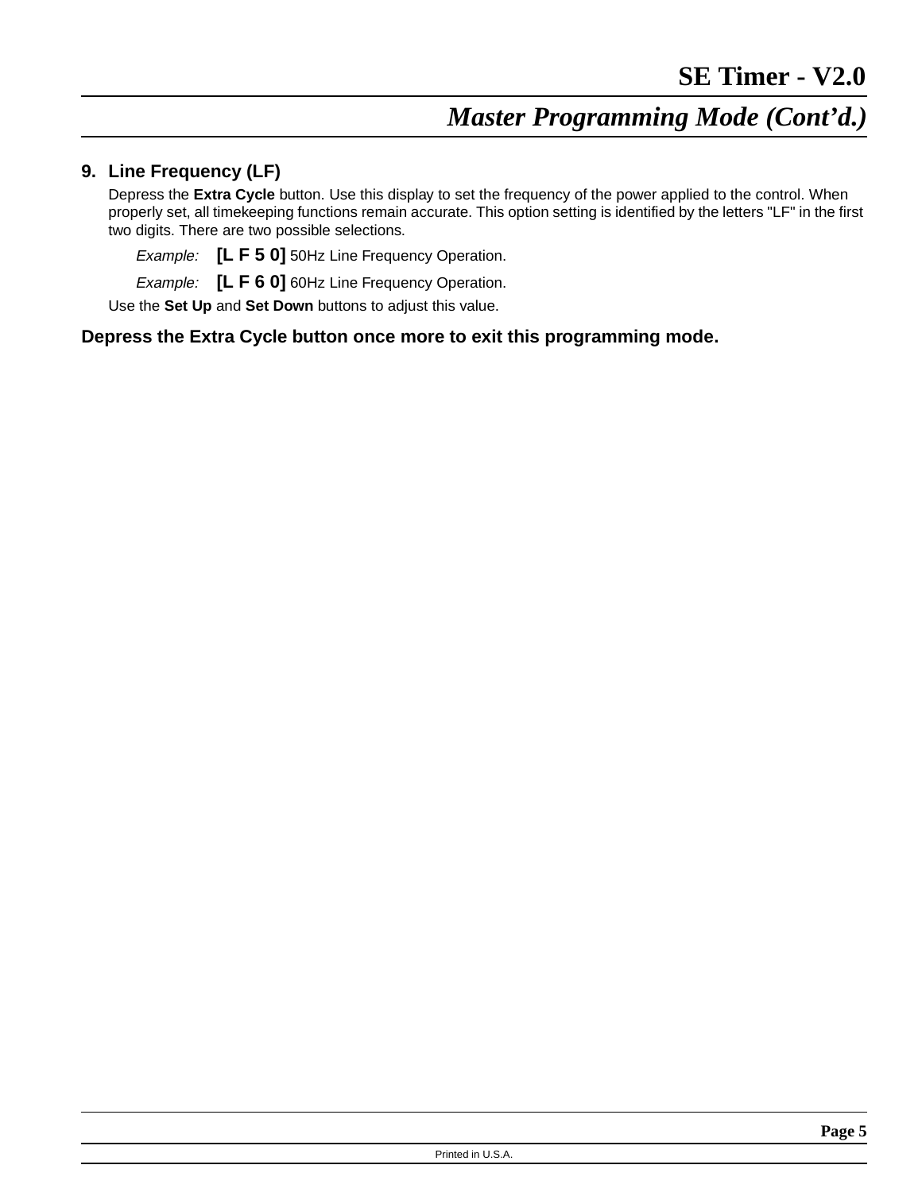## 9. Line Frequency (LF)

Depress the **Extra Cycle** button. Use this display to set the frequency of the power applied to the control. When properly set, all timekeeping functions remain accurate. This option setting is identified by the letters "LF" in the first two digits. There are two possible selections.

*Example:* **[L F 5 0]** 50Hz Line Frequency Operation.

*Example:* **[L F 6 0]** 60Hz Line Frequency Operation.

Use the **Set Up** and **Set Down** buttons to adjust this value.

**Depress the Extra Cycle button once more to exit this programming mode.**